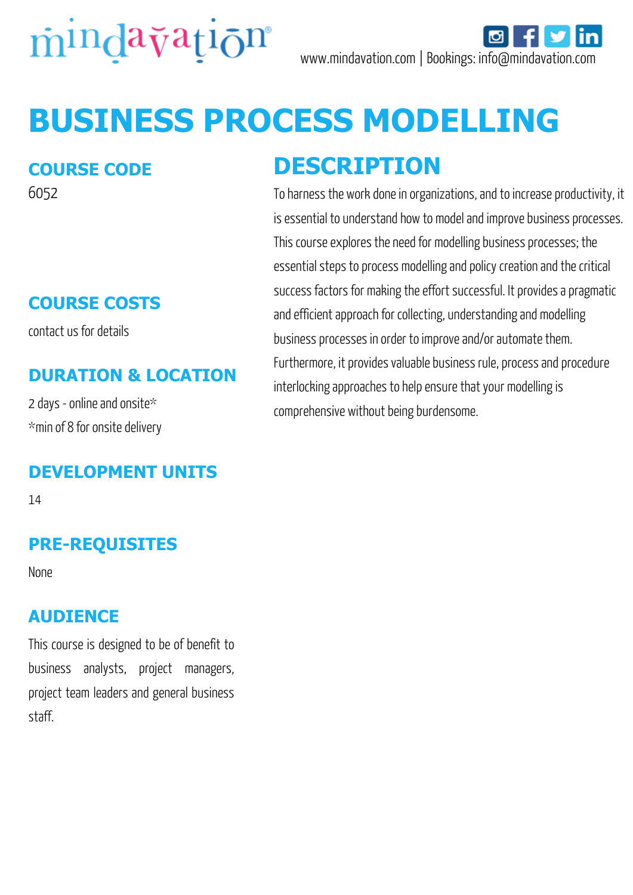mindavation®

www.mindavation.com | Bookings: info@mindavation.com

# BUSINESS PROCESS MODELLING

## COURSE CODE

6052

## COURSE COSTS

contact us for details

## DURATION & LOCATION

2 days - online and onsite*

*min of 8 for onsite delivery

## DEVELOPMENT UNITS

14

## PRE-REQUISITES

None

## AUDIENCE

This course is designed to be of benefit to business analysts, project managers, project team leaders and general business staff.

## DESCRIPTION

To harness the work done in organizations, and to increase productivity, it is essential to understand how to model and improve business processes. This course explores the need for modelling business processes; the essential steps to process modelling and policy creation and the critical success factors for making the effort successful. It provides a pragmatic and efficient approach for collecting, understanding and modelling business processes in order to improve and/or automate them. Furthermore, it provides valuable business rule, process and procedure interlocking approaches to help ensure that your modelling is comprehensive without being burdensome.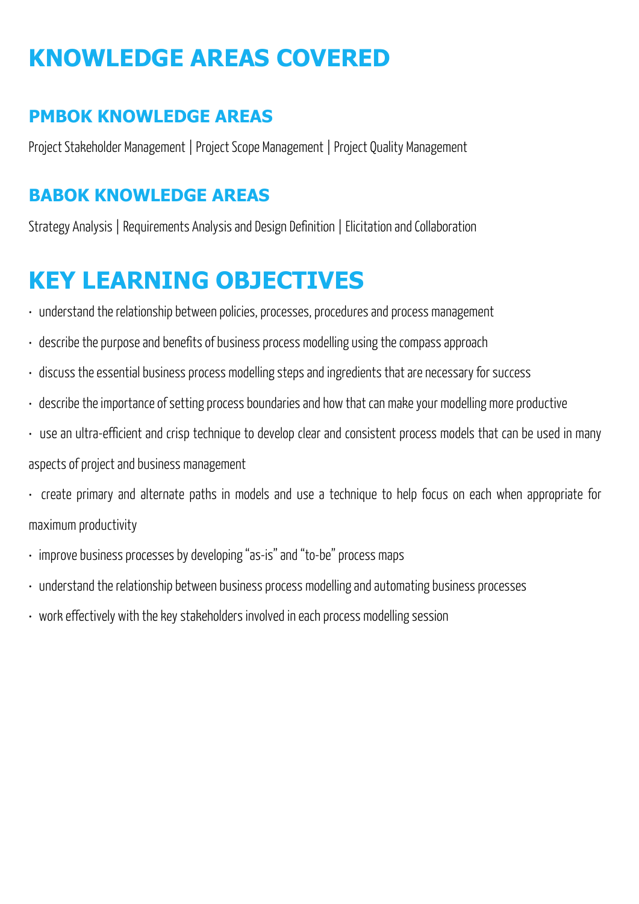# KNOWLEDGE AREAS COVERED

## PMBOK KNOWLEDGE AREAS

Project Stakeholder Management | Project Scope Management | Project Quality Management

## BABOK KNOWLEDGE AREAS

Strategy Analysis | Requirements Analysis and Design Definition | Elicitation and Collaboration

# KEY LEARNING OBJECTIVES

- understand the relationship between policies, processes, procedures and process management
- describe the purpose and benefits of business process modelling using the compass approach
- discuss the essential business process modelling steps and ingredients that are necessary for success
- describe the importance of setting process boundaries and how that can make your modelling more productive
- use an ultra-efficient and crisp technique to develop clear and consistent process models that can be used in many aspects of project and business management
- create primary and alternate paths in models and use a technique to help focus on each when appropriate for maximum productivity
- improve business processes by developing "as-is" and "to-be" process maps
- understand the relationship between business process modelling and automating business processes
- work effectively with the key stakeholders involved in each process modelling session